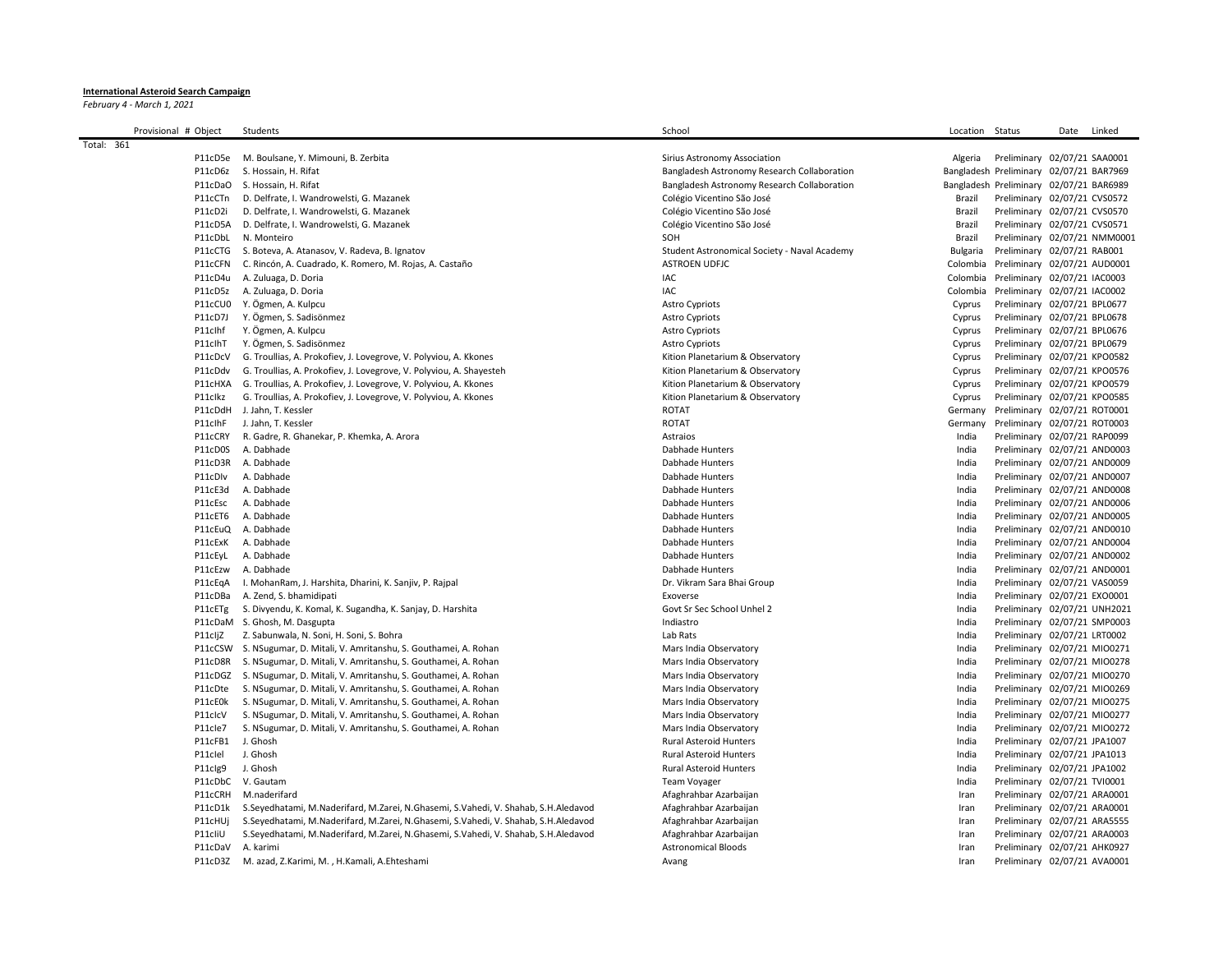**International Asteroid Search Campaign**

*February 4 - March 1, 2021*

| Provisional # | Object | Students | School | Location | Status | Date | Linked |
|---|---|---|---|---|---|---|---|
| Total: 361 | | | | | | | |
| | P11cD5e | M. Boulsane, Y. Mimouni, B. Zerbita | Sirius Astronomy Association | Algeria | Preliminary | 02/07/21 | SAA0001 |
| | P11cD6z | S. Hossain, H. Rifat | Bangladesh Astronomy Research Collaboration | Bangladesh | Preliminary | 02/07/21 | BAR7969 |
| | P11cDaO | S. Hossain, H. Rifat | Bangladesh Astronomy Research Collaboration | Bangladesh | Preliminary | 02/07/21 | BAR6989 |
| | P11cCTn | D. Delfrate, I. Wandrowelsti, G. Mazanek | Colégio Vicentino São José | Brazil | Preliminary | 02/07/21 | CVS0572 |
| | P11cD2i | D. Delfrate, I. Wandrowelsti, G. Mazanek | Colégio Vicentino São José | Brazil | Preliminary | 02/07/21 | CVS0570 |
| | P11cD5A | D. Delfrate, I. Wandrowelsti, G. Mazanek | Colégio Vicentino São José | Brazil | Preliminary | 02/07/21 | CVS0571 |
| | P11cDbL | N. Monteiro | SOH | Brazil | Preliminary | 02/07/21 | NMM0001 |
| | P11cCTG | S. Boteva, A. Atanasov, V. Radeva, B. Ignatov | Student Astronomical Society - Naval Academy | Bulgaria | Preliminary | 02/07/21 | RAB001 |
| | P11cCFN | C. Rincón, A. Cuadrado, K. Romero, M. Rojas, A. Castaño | ASTROEN UDFJC | Colombia | Preliminary | 02/07/21 | AUD0001 |
| | P11cD4u | A. Zuluaga, D. Doria | IAC | Colombia | Preliminary | 02/07/21 | IAC0003 |
| | P11cD5z | A. Zuluaga, D. Doria | IAC | Colombia | Preliminary | 02/07/21 | IAC0002 |
| | P11cCU0 | Y. Ögmen, A. Kulpcu | Astro Cypriots | Cyprus | Preliminary | 02/07/21 | BPL0677 |
| | P11cD7J | Y. Ögmen, S. Sadisönmez | Astro Cypriots | Cyprus | Preliminary | 02/07/21 | BPL0678 |
| | P11cIhf | Y. Ögmen, A. Kulpcu | Astro Cypriots | Cyprus | Preliminary | 02/07/21 | BPL0676 |
| | P11cIhT | Y. Ögmen, S. Sadisönmez | Astro Cypriots | Cyprus | Preliminary | 02/07/21 | BPL0679 |
| | P11cDcV | G. Troullias, A. Prokofiev, J. Lovegrove, V. Polyviou, A. Kkones | Kition Planetarium & Observatory | Cyprus | Preliminary | 02/07/21 | KPO0582 |
| | P11cDdv | G. Troullias, A. Prokofiev, J. Lovegrove, V. Polyviou, A. Shayesteh | Kition Planetarium & Observatory | Cyprus | Preliminary | 02/07/21 | KPO0576 |
| | P11cHXA | G. Troullias, A. Prokofiev, J. Lovegrove, V. Polyviou, A. Kkones | Kition Planetarium & Observatory | Cyprus | Preliminary | 02/07/21 | KPO0579 |
| | P11cIkz | G. Troullias, A. Prokofiev, J. Lovegrove, V. Polyviou, A. Kkones | Kition Planetarium & Observatory | Cyprus | Preliminary | 02/07/21 | KPO0585 |
| | P11cDdH | J. Jahn, T. Kessler | ROTAT | Germany | Preliminary | 02/07/21 | ROT0001 |
| | P11cIhF | J. Jahn, T. Kessler | ROTAT | Germany | Preliminary | 02/07/21 | ROT0003 |
| | P11cCRY | R. Gadre, R. Ghanekar, P. Khemka, A. Arora | Astraios | India | Preliminary | 02/07/21 | RAP0099 |
| | P11cD0S | A. Dabhade | Dabhade Hunters | India | Preliminary | 02/07/21 | AND0003 |
| | P11cD3R | A. Dabhade | Dabhade Hunters | India | Preliminary | 02/07/21 | AND0009 |
| | P11cDIv | A. Dabhade | Dabhade Hunters | India | Preliminary | 02/07/21 | AND0007 |
| | P11cE3d | A. Dabhade | Dabhade Hunters | India | Preliminary | 02/07/21 | AND0008 |
| | P11cEsc | A. Dabhade | Dabhade Hunters | India | Preliminary | 02/07/21 | AND0006 |
| | P11cET6 | A. Dabhade | Dabhade Hunters | India | Preliminary | 02/07/21 | AND0005 |
| | P11cEuQ | A. Dabhade | Dabhade Hunters | India | Preliminary | 02/07/21 | AND0010 |
| | P11cExK | A. Dabhade | Dabhade Hunters | India | Preliminary | 02/07/21 | AND0004 |
| | P11cEyL | A. Dabhade | Dabhade Hunters | India | Preliminary | 02/07/21 | AND0002 |
| | P11cEzw | A. Dabhade | Dabhade Hunters | India | Preliminary | 02/07/21 | AND0001 |
| | P11cEqA | I. MohanRam, J. Harshita, Dharini, K. Sanjiv, P. Rajpal | Dr. Vikram Sara Bhai Group | India | Preliminary | 02/07/21 | VAS0059 |
| | P11cDBa | A. Zend, S. bhamidipati | Exoverse | India | Preliminary | 02/07/21 | EXO0001 |
| | P11cETg | S. Divyendu, K. Komal, K. Sugandha, K. Sanjay, D. Harshita | Govt Sr Sec School Unhel 2 | India | Preliminary | 02/07/21 | UNH2021 |
| | P11cDaM | S. Ghosh, M. Dasgupta | Indiastro | India | Preliminary | 02/07/21 | SMP0003 |
| | P11cIjZ | Z. Sabunwala, N. Soni, H. Soni, S. Bohra | Lab Rats | India | Preliminary | 02/07/21 | LRT0002 |
| | P11cCSW | S. NSugumar, D. Mitali, V. Amritanshu, S. Gouthamei, A. Rohan | Mars India Observatory | India | Preliminary | 02/07/21 | MIO0271 |
| | P11cD8R | S. NSugumar, D. Mitali, V. Amritanshu, S. Gouthamei, A. Rohan | Mars India Observatory | India | Preliminary | 02/07/21 | MIO0278 |
| | P11cDGZ | S. NSugumar, D. Mitali, V. Amritanshu, S. Gouthamei, A. Rohan | Mars India Observatory | India | Preliminary | 02/07/21 | MIO0270 |
| | P11cDte | S. NSugumar, D. Mitali, V. Amritanshu, S. Gouthamei, A. Rohan | Mars India Observatory | India | Preliminary | 02/07/21 | MIO0269 |
| | P11cE0k | S. NSugumar, D. Mitali, V. Amritanshu, S. Gouthamei, A. Rohan | Mars India Observatory | India | Preliminary | 02/07/21 | MIO0275 |
| | P11cIcV | S. NSugumar, D. Mitali, V. Amritanshu, S. Gouthamei, A. Rohan | Mars India Observatory | India | Preliminary | 02/07/21 | MIO0277 |
| | P11cIe7 | S. NSugumar, D. Mitali, V. Amritanshu, S. Gouthamei, A. Rohan | Mars India Observatory | India | Preliminary | 02/07/21 | MIO0272 |
| | P11cFB1 | J. Ghosh | Rural Asteroid Hunters | India | Preliminary | 02/07/21 | JPA1007 |
| | P11cIel | J. Ghosh | Rural Asteroid Hunters | India | Preliminary | 02/07/21 | JPA1013 |
| | P11cIg9 | J. Ghosh | Rural Asteroid Hunters | India | Preliminary | 02/07/21 | JPA1002 |
| | P11cDbC | V. Gautam | Team Voyager | India | Preliminary | 02/07/21 | TVI0001 |
| | P11cCRH | M.naderifard | Afaghrahbar Azarbaijan | Iran | Preliminary | 02/07/21 | ARA0001 |
| | P11cD1k | S.Seyedhatami, M.Naderifard, M.Zarei, N.Ghasemi, S.Vahedi, V. Shahab, S.H.Aledavod | Afaghrahbar Azarbaijan | Iran | Preliminary | 02/07/21 | ARA0001 |
| | P11cHUj | S.Seyedhatami, M.Naderifard, M.Zarei, N.Ghasemi, S.Vahedi, V. Shahab, S.H.Aledavod | Afaghrahbar Azarbaijan | Iran | Preliminary | 02/07/21 | ARA5555 |
| | P11cIiU | S.Seyedhatami, M.Naderifard, M.Zarei, N.Ghasemi, S.Vahedi, V. Shahab, S.H.Aledavod | Afaghrahbar Azarbaijan | Iran | Preliminary | 02/07/21 | ARA0003 |
| | P11cDaV | A. karimi | Astronomical Bloods | Iran | Preliminary | 02/07/21 | AHK0927 |
| | P11cD3Z | M. azad, Z.Karimi, M. , H.Kamali, A.Ehteshami | Avang | Iran | Preliminary | 02/07/21 | AVA0001 |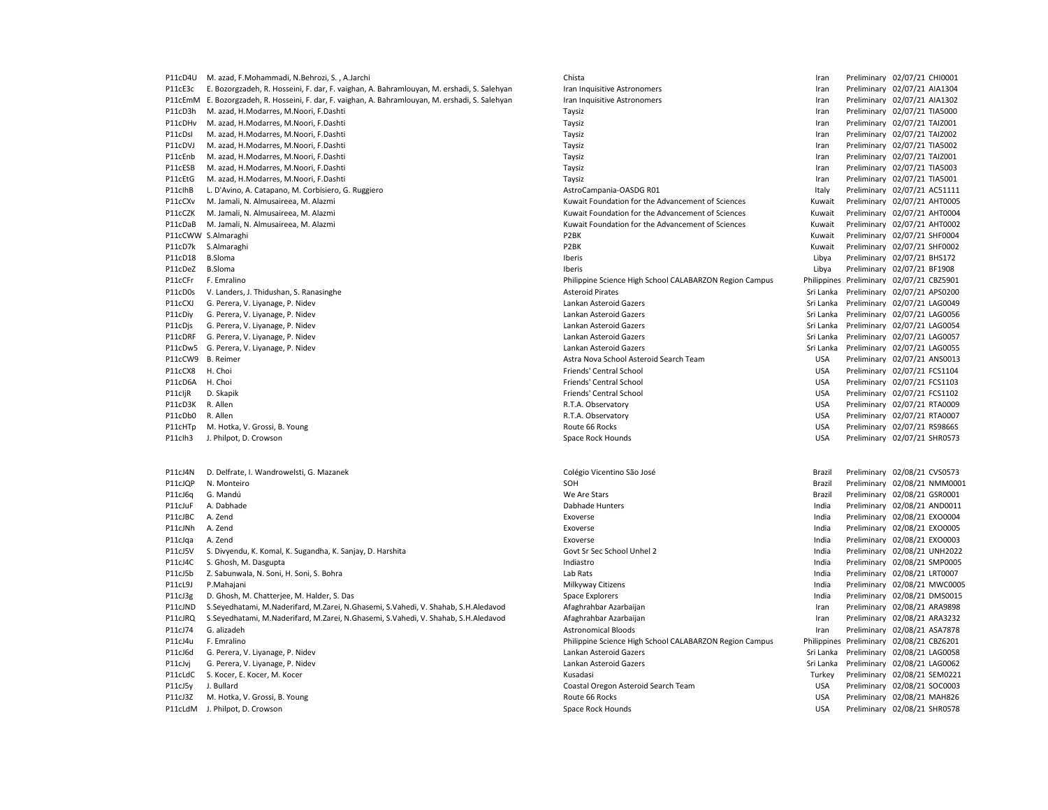| | | | | | | |
|---|---|---|---|---|---|---|
| P11cD4U | M. azad, F.Mohammadi, N.Behrozi, S. , A.Jarchi | Chista | Iran | Preliminary | 02/07/21 | CHI0001 |
| P11cE3c | E. Bozorgzadeh, R. Hosseini, F. dar, F. vaighan, A. Bahramlouyan, M. ershadi, S. Salehyan | Iran Inquisitive Astronomers | Iran | Preliminary | 02/07/21 | AIA1304 |
| P11cEmM | E. Bozorgzadeh, R. Hosseini, F. dar, F. vaighan, A. Bahramlouyan, M. ershadi, S. Salehyan | Iran Inquisitive Astronomers | Iran | Preliminary | 02/07/21 | AIA1302 |
| P11cD3h | M. azad, H.Modarres, M.Noori, F.Dashti | Taysiz | Iran | Preliminary | 02/07/21 | TIA5000 |
| P11cDHv | M. azad, H.Modarres, M.Noori, F.Dashti | Taysiz | Iran | Preliminary | 02/07/21 | TAIZ001 |
| P11cDsl | M. azad, H.Modarres, M.Noori, F.Dashti | Taysiz | Iran | Preliminary | 02/07/21 | TAIZ002 |
| P11cDVJ | M. azad, H.Modarres, M.Noori, F.Dashti | Taysiz | Iran | Preliminary | 02/07/21 | TIA5002 |
| P11cEnb | M. azad, H.Modarres, M.Noori, F.Dashti | Taysiz | Iran | Preliminary | 02/07/21 | TAIZ001 |
| P11cESB | M. azad, H.Modarres, M.Noori, F.Dashti | Taysiz | Iran | Preliminary | 02/07/21 | TIA5003 |
| P11cEtG | M. azad, H.Modarres, M.Noori, F.Dashti | Taysiz | Iran | Preliminary | 02/07/21 | TIA5001 |
| P11clhB | L. D'Avino, A. Catapano, M. Corbisiero, G. Ruggiero | AstroCampania-OASDG R01 | Italy | Preliminary | 02/07/21 | AC51111 |
| P11cCXv | M. Jamali, N. Almusaireea, M. Alazmi | Kuwait Foundation for the Advancement of Sciences | Kuwait | Preliminary | 02/07/21 | AHT0005 |
| P11cCZK | M. Jamali, N. Almusaireea, M. Alazmi | Kuwait Foundation for the Advancement of Sciences | Kuwait | Preliminary | 02/07/21 | AHT0004 |
| P11cDaB | M. Jamali, N. Almusaireea, M. Alazmi | Kuwait Foundation for the Advancement of Sciences | Kuwait | Preliminary | 02/07/21 | AHT0002 |
| P11cCWW | S.Almaraghi | P2BK | Kuwait | Preliminary | 02/07/21 | SHF0004 |
| P11cD7k | S.Almaraghi | P2BK | Kuwait | Preliminary | 02/07/21 | SHF0002 |
| P11cD18 | B.Sloma | Iberis | Libya | Preliminary | 02/07/21 | BHS172 |
| P11cDeZ | B.Sloma | Iberis | Libya | Preliminary | 02/07/21 | BF1908 |
| P11cCFr | F. Emralino | Philippine Science High School CALABARZON Region Campus | Philippines | Preliminary | 02/07/21 | CBZ5901 |
| P11cD0s | V. Landers, J. Thidushan, S. Ranasinghe | Asteroid Pirates | Sri Lanka | Preliminary | 02/07/21 | APS0200 |
| P11cCXJ | G. Perera, V. Liyanage, P. Nidev | Lankan Asteroid Gazers | Sri Lanka | Preliminary | 02/07/21 | LAG0049 |
| P11cDiy | G. Perera, V. Liyanage, P. Nidev | Lankan Asteroid Gazers | Sri Lanka | Preliminary | 02/07/21 | LAG0056 |
| P11cDjs | G. Perera, V. Liyanage, P. Nidev | Lankan Asteroid Gazers | Sri Lanka | Preliminary | 02/07/21 | LAG0054 |
| P11cDRF | G. Perera, V. Liyanage, P. Nidev | Lankan Asteroid Gazers | Sri Lanka | Preliminary | 02/07/21 | LAG0057 |
| P11cDw5 | G. Perera, V. Liyanage, P. Nidev | Lankan Asteroid Gazers | Sri Lanka | Preliminary | 02/07/21 | LAG0055 |
| P11cCW9 | B. Reimer | Astra Nova School Asteroid Search Team | USA | Preliminary | 02/07/21 | ANS0013 |
| P11cCX8 | H. Choi | Friends' Central School | USA | Preliminary | 02/07/21 | FCS1104 |
| P11cD6A | H. Choi | Friends' Central School | USA | Preliminary | 02/07/21 | FCS1103 |
| P11cIjR | D. Skapik | Friends' Central School | USA | Preliminary | 02/07/21 | FCS1102 |
| P11cD3K | R. Allen | R.T.A. Observatory | USA | Preliminary | 02/07/21 | RTA0009 |
| P11cDb0 | R. Allen | R.T.A. Observatory | USA | Preliminary | 02/07/21 | RTA0007 |
| P11cHTp | M. Hotka, V. Grossi, B. Young | Route 66 Rocks | USA | Preliminary | 02/07/21 | RS9866S |
| P11clh3 | J. Philpot, D. Crowson | Space Rock Hounds | USA | Preliminary | 02/07/21 | SHR0573 |
| | | | | | | |
| P11cJ4N | D. Delfrate, I. Wandrowelsti, G. Mazanek | Colégio Vicentino São José | Brazil | Preliminary | 02/08/21 | CVS0573 |
| P11cJQP | N. Monteiro | SOH | Brazil | Preliminary | 02/08/21 | NMM0001 |
| P11cJ6q | G. Mandú | We Are Stars | Brazil | Preliminary | 02/08/21 | GSR0001 |
| P11cJuF | A. Dabhade | Dabhade Hunters | India | Preliminary | 02/08/21 | AND0011 |
| P11cJBC | A. Zend | Exoverse | India | Preliminary | 02/08/21 | EXO0004 |
| P11cJNh | A. Zend | Exoverse | India | Preliminary | 02/08/21 | EXO0005 |
| P11cJqa | A. Zend | Exoverse | India | Preliminary | 02/08/21 | EXO0003 |
| P11cJ5V | S. Divyendu, K. Komal, K. Sugandha, K. Sanjay, D. Harshita | Govt Sr Sec School Unhel 2 | India | Preliminary | 02/08/21 | UNH2022 |
| P11cJ4C | S. Ghosh, M. Dasgupta | Indiastro | India | Preliminary | 02/08/21 | SMP0005 |
| P11cJ5b | Z. Sabunwala, N. Soni, H. Soni, S. Bohra | Lab Rats | India | Preliminary | 02/08/21 | LRT0007 |
| P11cL9J | P.Mahajani | Milkyway Citizens | India | Preliminary | 02/08/21 | MWC0005 |
| P11cJ3g | D. Ghosh, M. Chatterjee, M. Halder, S. Das | Space Explorers | India | Preliminary | 02/08/21 | DMS0015 |
| P11cJND | S.Seyedhatami, M.Naderifard, M.Zarei, N.Ghasemi, S.Vahedi, V. Shahab, S.H.Aledavod | Afaghrahbar Azarbaijan | Iran | Preliminary | 02/08/21 | ARA9898 |
| P11cJRQ | S.Seyedhatami, M.Naderifard, M.Zarei, N.Ghasemi, S.Vahedi, V. Shahab, S.H.Aledavod | Afaghrahbar Azarbaijan | Iran | Preliminary | 02/08/21 | ARA3232 |
| P11cJ74 | G. alizadeh | Astronomical Bloods | Iran | Preliminary | 02/08/21 | ASA7878 |
| P11cJ4u | F. Emralino | Philippine Science High School CALABARZON Region Campus | Philippines | Preliminary | 02/08/21 | CBZ6201 |
| P11cJ6d | G. Perera, V. Liyanage, P. Nidev | Lankan Asteroid Gazers | Sri Lanka | Preliminary | 02/08/21 | LAG0058 |
| P11cJvj | G. Perera, V. Liyanage, P. Nidev | Lankan Asteroid Gazers | Sri Lanka | Preliminary | 02/08/21 | LAG0062 |
| P11cLdC | S. Kocer, E. Kocer, M. Kocer | Kusadasi | Turkey | Preliminary | 02/08/21 | SEM0221 |
| P11cJ5y | J. Bullard | Coastal Oregon Asteroid Search Team | USA | Preliminary | 02/08/21 | SOC0003 |
| P11cJ3Z | M. Hotka, V. Grossi, B. Young | Route 66 Rocks | USA | Preliminary | 02/08/21 | MAH826 |
| P11cLdM | J. Philpot, D. Crowson | Space Rock Hounds | USA | Preliminary | 02/08/21 | SHR0578 |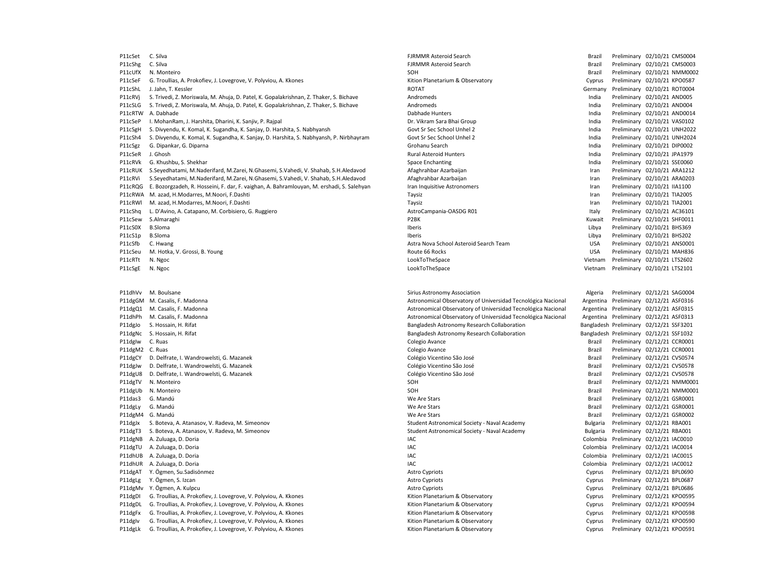| | | | | | | |
|---|---|---|---|---|---|---|
| P11cSet | C. Silva | FJRMMR Asteroid Search | Brazil | Preliminary | 02/10/21 | CMS0004 |
| P11cShg | C. Silva | FJRMMR Asteroid Search | Brazil | Preliminary | 02/10/21 | CMS0003 |
| P11cUfX | N. Monteiro | SOH | Brazil | Preliminary | 02/10/21 | NMM0002 |
| P11cSeF | G. Troullias, A. Prokofiev, J. Lovegrove, V. Polyviou, A. Kkones | Kition Planetarium & Observatory | Cyprus | Preliminary | 02/10/21 | KPO0587 |
| P11cShL | J. Jahn, T. Kessler | ROTAT | Germany | Preliminary | 02/10/21 | ROT0004 |
| P11cRVj | S. Trivedi, Z. Moriswala, M. Ahuja, D. Patel, K. Gopalakrishnan, Z. Thaker, S. Bichave | Andromeds | India | Preliminary | 02/10/21 | AND005 |
| P11cSLG | S. Trivedi, Z. Moriswala, M. Ahuja, D. Patel, K. Gopalakrishnan, Z. Thaker, S. Bichave | Andromeds | India | Preliminary | 02/10/21 | AND004 |
| P11cRTW | A. Dabhade | Dabhade Hunters | India | Preliminary | 02/10/21 | AND0014 |
| P11cSeP | I. MohanRam, J. Harshita, Dharini, K. Sanjiv, P. Rajpal | Dr. Vikram Sara Bhai Group | India | Preliminary | 02/10/21 | VAS0102 |
| P11cSgH | S. Divyendu, K. Komal, K. Sugandha, K. Sanjay, D. Harshita, S. Nabhyansh | Govt Sr Sec School Unhel 2 | India | Preliminary | 02/10/21 | UNH2022 |
| P11cSh4 | S. Divyendu, K. Komal, K. Sugandha, K. Sanjay, D. Harshita, S. Nabhyansh, P. Nirbhayram | Govt Sr Sec School Unhel 2 | India | Preliminary | 02/10/21 | UNH2024 |
| P11cSgz | G. Dipankar, G. Diparna | Grohanu Search | India | Preliminary | 02/10/21 | DIP0002 |
| P11cSeR | J. Ghosh | Rural Asteroid Hunters | India | Preliminary | 02/10/21 | JPA1979 |
| P11cRVk | G. Khushbu, S. Shekhar | Space Enchanting | India | Preliminary | 02/10/21 | SSE0060 |
| P11cRUK | S.Seyedhatami, M.Naderifard, M.Zarei, N.Ghasemi, S.Vahedi, V. Shahab, S.H.Aledavod | Afaghrahbar Azarbaijan | Iran | Preliminary | 02/10/21 | ARA1212 |
| P11cRVi | S.Seyedhatami, M.Naderifard, M.Zarei, N.Ghasemi, S.Vahedi, V. Shahab, S.H.Aledavod | Afaghrahbar Azarbaijan | Iran | Preliminary | 02/10/21 | ARA0203 |
| P11cRQG | E. Bozorgzadeh, R. Hosseini, F. dar, F. vaighan, A. Bahramlouyan, M. ershadi, S. Salehyan | Iran Inquisitive Astronomers | Iran | Preliminary | 02/10/21 | IIA1100 |
| P11cRWA | M. azad, H.Modarres, M.Noori, F.Dashti | Taysiz | Iran | Preliminary | 02/10/21 | TIA2005 |
| P11cRWl | M. azad, H.Modarres, M.Noori, F.Dashti | Taysiz | Iran | Preliminary | 02/10/21 | TIA2001 |
| P11cShq | L. D'Avino, A. Catapano, M. Corbisiero, G. Ruggiero | AstroCampania-OASDG R01 | Italy | Preliminary | 02/10/21 | AC36101 |
| P11cSew | S.Almaraghi | P2BK | Kuwait | Preliminary | 02/10/21 | SHF0011 |
| P11cS0X | B.Sloma | Iberis | Libya | Preliminary | 02/10/21 | BHS369 |
| P11cS1p | B.Sloma | Iberis | Libya | Preliminary | 02/10/21 | BHS202 |
| P11cSfb | C. Hwang | Astra Nova School Asteroid Search Team | USA | Preliminary | 02/10/21 | ANS0001 |
| P11cSeu | M. Hotka, V. Grossi, B. Young | Route 66 Rocks | USA | Preliminary | 02/10/21 | MAH836 |
| P11cRTt | N. Ngoc | LookToTheSpace | Vietnam | Preliminary | 02/10/21 | LTS2602 |
| P11cSgE | N. Ngoc | LookToTheSpace | Vietnam | Preliminary | 02/10/21 | LTS2101 |

| | | | | | | |
|---|---|---|---|---|---|---|
| P11dhVv | M. Boulsane | Sirius Astronomy Association | Algeria | Preliminary | 02/12/21 | SAG0004 |
| P11dgGM | M. Casalis, F. Madonna | Astronomical Observatory of Universidad Tecnológica Nacional | Argentina | Preliminary | 02/12/21 | ASF0316 |
| P11dgQ1 | M. Casalis, F. Madonna | Astronomical Observatory of Universidad Tecnológica Nacional | Argentina | Preliminary | 02/12/21 | ASF0315 |
| P11dhPh | M. Casalis, F. Madonna | Astronomical Observatory of Universidad Tecnológica Nacional | Argentina | Preliminary | 02/12/21 | ASF0313 |
| P11dgJo | S. Hossain, H. Rifat | Bangladesh Astronomy Research Collaboration | Bangladesh | Preliminary | 02/12/21 | SSF3201 |
| P11dgNc | S. Hossain, H. Rifat | Bangladesh Astronomy Research Collaboration | Bangladesh | Preliminary | 02/12/21 | SSF1032 |
| P11dgIw | C. Ruas | Colegio Avance | Brazil | Preliminary | 02/12/21 | CCR0001 |
| P11dgM2 | C. Ruas | Colegio Avance | Brazil | Preliminary | 02/12/21 | CCR0001 |
| P11dgCY | D. Delfrate, I. Wandrowelsti, G. Mazanek | Colégio Vicentino São José | Brazil | Preliminary | 02/12/21 | CVS0574 |
| P11dgJw | D. Delfrate, I. Wandrowelsti, G. Mazanek | Colégio Vicentino São José | Brazil | Preliminary | 02/12/21 | CVS0578 |
| P11dgU8 | D. Delfrate, I. Wandrowelsti, G. Mazanek | Colégio Vicentino São José | Brazil | Preliminary | 02/12/21 | CVS0578 |
| P11dgTV | N. Monteiro | SOH | Brazil | Preliminary | 02/12/21 | NMM0001 |
| P11dgUb | N. Monteiro | SOH | Brazil | Preliminary | 02/12/21 | NMM0001 |
| P11das3 | G. Mandú | We Are Stars | Brazil | Preliminary | 02/12/21 | GSR0001 |
| P11dgLy | G. Mandú | We Are Stars | Brazil | Preliminary | 02/12/21 | GSR0001 |
| P11dgM4 | G. Mandú | We Are Stars | Brazil | Preliminary | 02/12/21 | GSR0002 |
| P11dgJx | S. Boteva, A. Atanasov, V. Radeva, M. Simeonov | Student Astronomical Society - Naval Academy | Bulgaria | Preliminary | 02/12/21 | RBA001 |
| P11dgT3 | S. Boteva, A. Atanasov, V. Radeva, M. Simeonov | Student Astronomical Society - Naval Academy | Bulgaria | Preliminary | 02/12/21 | RBA001 |
| P11dgNB | A. Zuluaga, D. Doria | IAC | Colombia | Preliminary | 02/12/21 | IAC0010 |
| P11dgTU | A. Zuluaga, D. Doria | IAC | Colombia | Preliminary | 02/12/21 | IAC0014 |
| P11dhUB | A. Zuluaga, D. Doria | IAC | Colombia | Preliminary | 02/12/21 | IAC0015 |
| P11dhUR | A. Zuluaga, D. Doria | IAC | Colombia | Preliminary | 02/12/21 | IAC0012 |
| P11dgAT | Y. Ögmen, Su.Sadisönmez | Astro Cypriots | Cyprus | Preliminary | 02/12/21 | BPL0690 |
| P11dgLg | Y. Ögmen, S. Izcan | Astro Cypriots | Cyprus | Preliminary | 02/12/21 | BPL0687 |
| P11dgMv | Y. Ögmen, A. Kulpcu | Astro Cypriots | Cyprus | Preliminary | 02/12/21 | BPL0686 |
| P11dgDI | G. Troullias, A. Prokofiev, J. Lovegrove, V. Polyviou, A. Kkones | Kition Planetarium & Observatory | Cyprus | Preliminary | 02/12/21 | KPO0595 |
| P11dgDL | G. Troullias, A. Prokofiev, J. Lovegrove, V. Polyviou, A. Kkones | Kition Planetarium & Observatory | Cyprus | Preliminary | 02/12/21 | KPO0594 |
| P11dgFx | G. Troullias, A. Prokofiev, J. Lovegrove, V. Polyviou, A. Kkones | Kition Planetarium & Observatory | Cyprus | Preliminary | 02/12/21 | KPO0598 |
| P11dgIv | G. Troullias, A. Prokofiev, J. Lovegrove, V. Polyviou, A. Kkones | Kition Planetarium & Observatory | Cyprus | Preliminary | 02/12/21 | KPO0590 |
| P11dgLk | G. Troullias, A. Prokofiev, J. Lovegrove, V. Polyviou, A. Kkones | Kition Planetarium & Observatory | Cyprus | Preliminary | 02/12/21 | KPO0591 |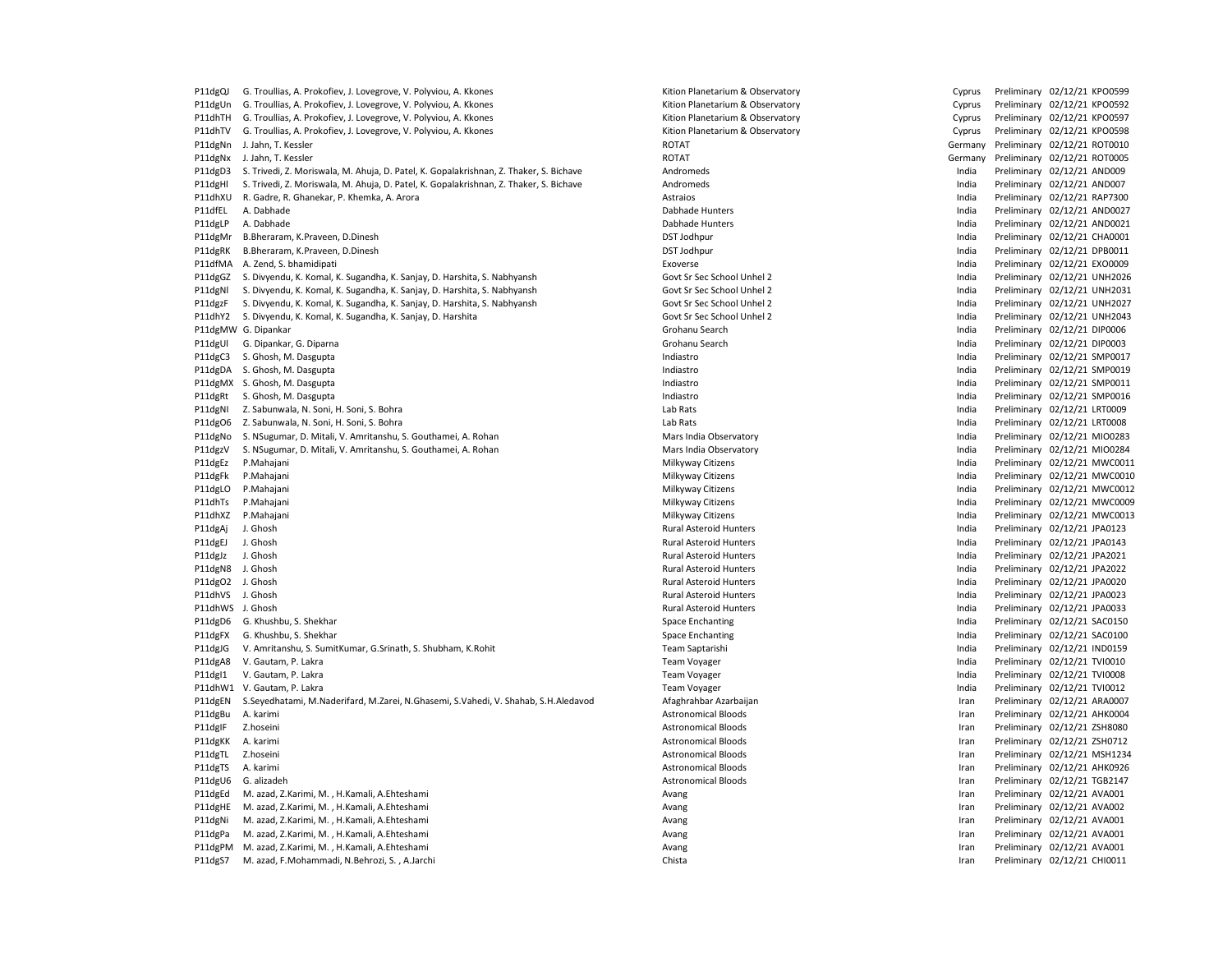| | | | | | | |
|---|---|---|---|---|---|---|
| P11dgQJ | G. Troullias, A. Prokofiev, J. Lovegrove, V. Polyviou, A. Kkones | Kition Planetarium & Observatory | Cyprus | Preliminary | 02/12/21 | KPO0599 |
| P11dgUn | G. Troullias, A. Prokofiev, J. Lovegrove, V. Polyviou, A. Kkones | Kition Planetarium & Observatory | Cyprus | Preliminary | 02/12/21 | KPO0592 |
| P11dhTH | G. Troullias, A. Prokofiev, J. Lovegrove, V. Polyviou, A. Kkones | Kition Planetarium & Observatory | Cyprus | Preliminary | 02/12/21 | KPO0597 |
| P11dhTV | G. Troullias, A. Prokofiev, J. Lovegrove, V. Polyviou, A. Kkones | Kition Planetarium & Observatory | Cyprus | Preliminary | 02/12/21 | KPO0598 |
| P11dgNn | J. Jahn, T. Kessler | ROTAT | Germany | Preliminary | 02/12/21 | ROT0010 |
| P11dgNx | J. Jahn, T. Kessler | ROTAT | Germany | Preliminary | 02/12/21 | ROT0005 |
| P11dgD3 | S. Trivedi, Z. Moriswala, M. Ahuja, D. Patel, K. Gopalakrishnan, Z. Thaker, S. Bichave | Andromeds | India | Preliminary | 02/12/21 | AND009 |
| P11dgHl | S. Trivedi, Z. Moriswala, M. Ahuja, D. Patel, K. Gopalakrishnan, Z. Thaker, S. Bichave | Andromeds | India | Preliminary | 02/12/21 | AND007 |
| P11dhXU | R. Gadre, R. Ghanekar, P. Khemka, A. Arora | Astraios | India | Preliminary | 02/12/21 | RAP7300 |
| P11dfEL | A. Dabhade | Dabhade Hunters | India | Preliminary | 02/12/21 | AND0027 |
| P11dgLP | A. Dabhade | Dabhade Hunters | India | Preliminary | 02/12/21 | AND0021 |
| P11dgMr | B.Bheraram, K.Praveen, D.Dinesh | DST Jodhpur | India | Preliminary | 02/12/21 | CHA0001 |
| P11dgRK | B.Bheraram, K.Praveen, D.Dinesh | DST Jodhpur | India | Preliminary | 02/12/21 | DPB0011 |
| P11dfMA | A. Zend, S. bhamidipati | Exoverse | India | Preliminary | 02/12/21 | EXO0009 |
| P11dgGZ | S. Divyendu, K. Komal, K. Sugandha, K. Sanjay, D. Harshita, S. Nabhyansh | Govt Sr Sec School Unhel 2 | India | Preliminary | 02/12/21 | UNH2026 |
| P11dgNl | S. Divyendu, K. Komal, K. Sugandha, K. Sanjay, D. Harshita, S. Nabhyansh | Govt Sr Sec School Unhel 2 | India | Preliminary | 02/12/21 | UNH2031 |
| P11dgzF | S. Divyendu, K. Komal, K. Sugandha, K. Sanjay, D. Harshita, S. Nabhyansh | Govt Sr Sec School Unhel 2 | India | Preliminary | 02/12/21 | UNH2027 |
| P11dhY2 | S. Divyendu, K. Komal, K. Sugandha, K. Sanjay, D. Harshita | Govt Sr Sec School Unhel 2 | India | Preliminary | 02/12/21 | UNH2043 |
| P11dgMW | G. Dipankar | Grohanu Search | India | Preliminary | 02/12/21 | DIP0006 |
| P11dgUl | G. Dipankar, G. Diparna | Grohanu Search | India | Preliminary | 02/12/21 | DIP0003 |
| P11dgC3 | S. Ghosh, M. Dasgupta | Indiastro | India | Preliminary | 02/12/21 | SMP0017 |
| P11dgDA | S. Ghosh, M. Dasgupta | Indiastro | India | Preliminary | 02/12/21 | SMP0019 |
| P11dgMX | S. Ghosh, M. Dasgupta | Indiastro | India | Preliminary | 02/12/21 | SMP0011 |
| P11dgRt | S. Ghosh, M. Dasgupta | Indiastro | India | Preliminary | 02/12/21 | SMP0016 |
| P11dgNI | Z. Sabunwala, N. Soni, H. Soni, S. Bohra | Lab Rats | India | Preliminary | 02/12/21 | LRT0009 |
| P11dgO6 | Z. Sabunwala, N. Soni, H. Soni, S. Bohra | Lab Rats | India | Preliminary | 02/12/21 | LRT0008 |
| P11dgNo | S. NSugumar, D. Mitali, V. Amritanshu, S. Gouthamei, A. Rohan | Mars India Observatory | India | Preliminary | 02/12/21 | MIO0283 |
| P11dgzV | S. NSugumar, D. Mitali, V. Amritanshu, S. Gouthamei, A. Rohan | Mars India Observatory | India | Preliminary | 02/12/21 | MIO0284 |
| P11dgEz | P.Mahajani | Milkyway Citizens | India | Preliminary | 02/12/21 | MWC0011 |
| P11dgFk | P.Mahajani | Milkyway Citizens | India | Preliminary | 02/12/21 | MWC0010 |
| P11dgLO | P.Mahajani | Milkyway Citizens | India | Preliminary | 02/12/21 | MWC0012 |
| P11dhTs | P.Mahajani | Milkyway Citizens | India | Preliminary | 02/12/21 | MWC0009 |
| P11dhXZ | P.Mahajani | Milkyway Citizens | India | Preliminary | 02/12/21 | MWC0013 |
| P11dgAj | J. Ghosh | Rural Asteroid Hunters | India | Preliminary | 02/12/21 | JPA0123 |
| P11dgEJ | J. Ghosh | Rural Asteroid Hunters | India | Preliminary | 02/12/21 | JPA0143 |
| P11dgJz | J. Ghosh | Rural Asteroid Hunters | India | Preliminary | 02/12/21 | JPA2021 |
| P11dgN8 | J. Ghosh | Rural Asteroid Hunters | India | Preliminary | 02/12/21 | JPA2022 |
| P11dgO2 | J. Ghosh | Rural Asteroid Hunters | India | Preliminary | 02/12/21 | JPA0020 |
| P11dhVS | J. Ghosh | Rural Asteroid Hunters | India | Preliminary | 02/12/21 | JPA0023 |
| P11dhWS | J. Ghosh | Rural Asteroid Hunters | India | Preliminary | 02/12/21 | JPA0033 |
| P11dgD6 | G. Khushbu, S. Shekhar | Space Enchanting | India | Preliminary | 02/12/21 | SAC0150 |
| P11dgFX | G. Khushbu, S. Shekhar | Space Enchanting | India | Preliminary | 02/12/21 | SAC0100 |
| P11dgJG | V. Amritanshu, S. SumitKumar, G.Srinath, S. Shubham, K.Rohit | Team Saptarishi | India | Preliminary | 02/12/21 | IND0159 |
| P11dgA8 | V. Gautam, P. Lakra | Team Voyager | India | Preliminary | 02/12/21 | TVI0010 |
| P11dgI1 | V. Gautam, P. Lakra | Team Voyager | India | Preliminary | 02/12/21 | TVI0008 |
| P11dhW1 | V. Gautam, P. Lakra | Team Voyager | India | Preliminary | 02/12/21 | TVI0012 |
| P11dgEN | S.Seyedhatami, M.Naderifard, M.Zarei, N.Ghasemi, S.Vahedi, V. Shahab, S.H.Aledavod | Afaghrahbar Azarbaijan | Iran | Preliminary | 02/12/21 | ARA0007 |
| P11dgBu | A. karimi | Astronomical Bloods | Iran | Preliminary | 02/12/21 | AHK0004 |
| P11dgIF | Z.hoseini | Astronomical Bloods | Iran | Preliminary | 02/12/21 | ZSH8080 |
| P11dgKK | A. karimi | Astronomical Bloods | Iran | Preliminary | 02/12/21 | ZSH0712 |
| P11dgTL | Z.hoseini | Astronomical Bloods | Iran | Preliminary | 02/12/21 | MSH1234 |
| P11dgTS | A. karimi | Astronomical Bloods | Iran | Preliminary | 02/12/21 | AHK0926 |
| P11dgU6 | G. alizadeh | Astronomical Bloods | Iran | Preliminary | 02/12/21 | TGB2147 |
| P11dgEd | M. azad, Z.Karimi, M. , H.Kamali, A.Ehteshami | Avang | Iran | Preliminary | 02/12/21 | AVA001 |
| P11dgHE | M. azad, Z.Karimi, M. , H.Kamali, A.Ehteshami | Avang | Iran | Preliminary | 02/12/21 | AVA002 |
| P11dgNi | M. azad, Z.Karimi, M. , H.Kamali, A.Ehteshami | Avang | Iran | Preliminary | 02/12/21 | AVA001 |
| P11dgPa | M. azad, Z.Karimi, M. , H.Kamali, A.Ehteshami | Avang | Iran | Preliminary | 02/12/21 | AVA001 |
| P11dgPM | M. azad, Z.Karimi, M. , H.Kamali, A.Ehteshami | Avang | Iran | Preliminary | 02/12/21 | AVA001 |
| P11dgS7 | M. azad, F.Mohammadi, N.Behrozi, S. , A.Jarchi | Chista | Iran | Preliminary | 02/12/21 | CHI0011 |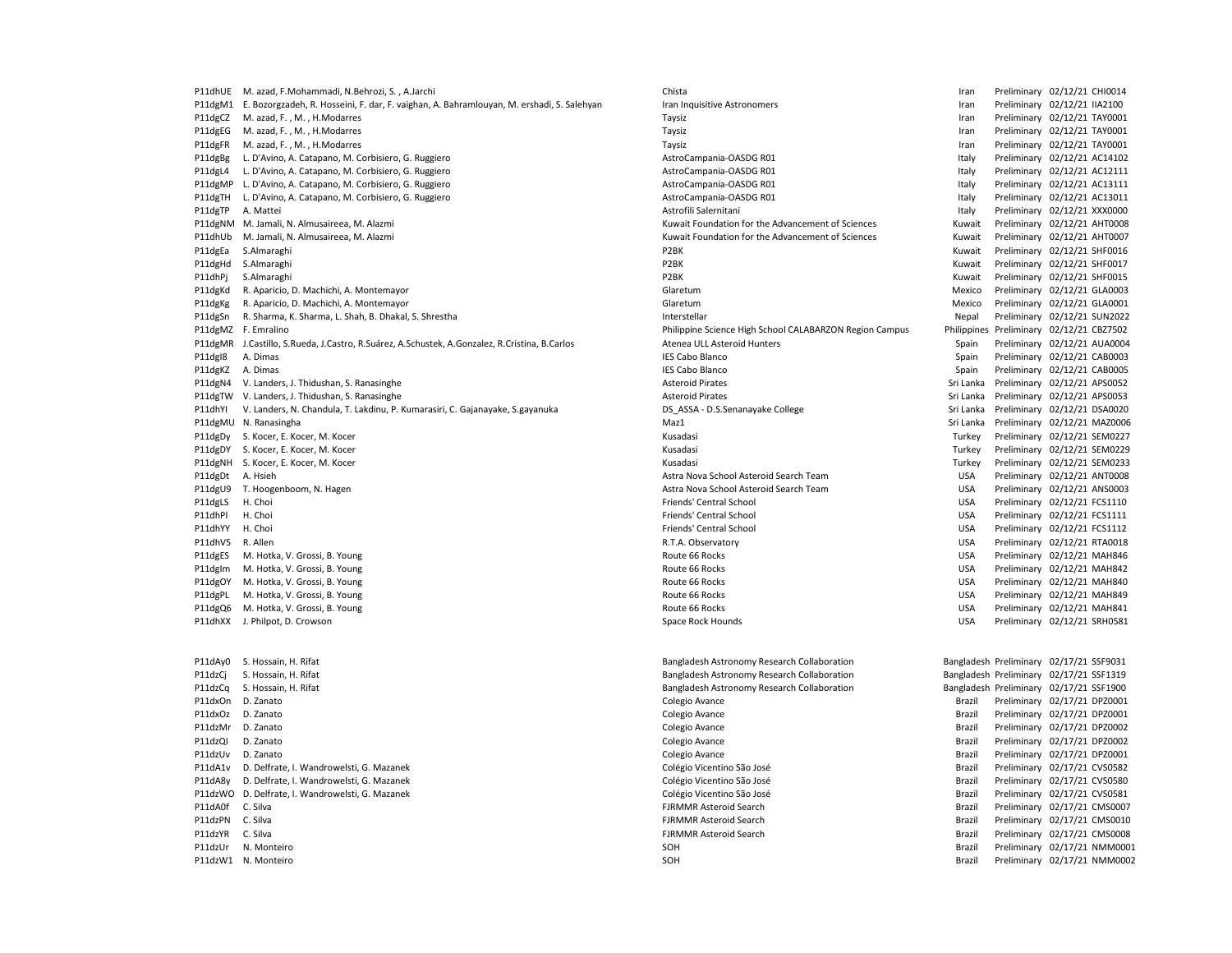| | | | | | | |
|---|---|---|---|---|---|---|
| P11dhUE | M. azad, F.Mohammadi, N.Behrozi, S. , A.Jarchi | Chista | Iran | Preliminary | 02/12/21 | CHI0014 |
| P11dgM1 | E. Bozorgzadeh, R. Hosseini, F. dar, F. vaighan, A. Bahramlouyan, M. ershadi, S. Salehyan | Iran Inquisitive Astronomers | Iran | Preliminary | 02/12/21 | IIA2100 |
| P11dgCZ | M. azad, F. , M. , H.Modarres | Taysiz | Iran | Preliminary | 02/12/21 | TAY0001 |
| P11dgEG | M. azad, F. , M. , H.Modarres | Taysiz | Iran | Preliminary | 02/12/21 | TAY0001 |
| P11dgFR | M. azad, F. , M. , H.Modarres | Taysiz | Iran | Preliminary | 02/12/21 | TAY0001 |
| P11dgBg | L. D'Avino, A. Catapano, M. Corbisiero, G. Ruggiero | AstroCampania-OASDG R01 | Italy | Preliminary | 02/12/21 | AC14102 |
| P11dgL4 | L. D'Avino, A. Catapano, M. Corbisiero, G. Ruggiero | AstroCampania-OASDG R01 | Italy | Preliminary | 02/12/21 | AC12111 |
| P11dgMP | L. D'Avino, A. Catapano, M. Corbisiero, G. Ruggiero | AstroCampania-OASDG R01 | Italy | Preliminary | 02/12/21 | AC13111 |
| P11dgTH | L. D'Avino, A. Catapano, M. Corbisiero, G. Ruggiero | AstroCampania-OASDG R01 | Italy | Preliminary | 02/12/21 | AC13011 |
| P11dgTP | A. Mattei | Astrofili Salernitani | Italy | Preliminary | 02/12/21 | XXX0000 |
| P11dgNM | M. Jamali, N. Almusaireea, M. Alazmi | Kuwait Foundation for the Advancement of Sciences | Kuwait | Preliminary | 02/12/21 | AHT0008 |
| P11dhUb | M. Jamali, N. Almusaireea, M. Alazmi | Kuwait Foundation for the Advancement of Sciences | Kuwait | Preliminary | 02/12/21 | AHT0007 |
| P11dgEa | S.Almaraghi | P2BK | Kuwait | Preliminary | 02/12/21 | SHF0016 |
| P11dgHd | S.Almaraghi | P2BK | Kuwait | Preliminary | 02/12/21 | SHF0017 |
| P11dhPj | S.Almaraghi | P2BK | Kuwait | Preliminary | 02/12/21 | SHF0015 |
| P11dgKd | R. Aparicio, D. Machichi, A. Montemayor | Glaretum | Mexico | Preliminary | 02/12/21 | GLA0003 |
| P11dgKg | R. Aparicio, D. Machichi, A. Montemayor | Glaretum | Mexico | Preliminary | 02/12/21 | GLA0001 |
| P11dgSn | R. Sharma, K. Sharma, L. Shah, B. Dhakal, S. Shrestha | Interstellar | Nepal | Preliminary | 02/12/21 | SUN2022 |
| P11dgMZ | F. Emralino | Philippine Science High School CALABARZON Region Campus | Philippines | Preliminary | 02/12/21 | CBZ7502 |
| P11dgMR | J.Castillo, S.Rueda, J.Castro, R.Suárez, A.Schustek, A.Gonzalez, R.Cristina, B.Carlos | Atenea ULL Asteroid Hunters | Spain | Preliminary | 02/12/21 | AUA0004 |
| P11dgI8 | A. Dimas | IES Cabo Blanco | Spain | Preliminary | 02/12/21 | CAB0003 |
| P11dgKZ | A. Dimas | IES Cabo Blanco | Spain | Preliminary | 02/12/21 | CAB0005 |
| P11dgN4 | V. Landers, J. Thidushan, S. Ranasinghe | Asteroid Pirates | Sri Lanka | Preliminary | 02/12/21 | APS0052 |
| P11dgTW | V. Landers, J. Thidushan, S. Ranasinghe | Asteroid Pirates | Sri Lanka | Preliminary | 02/12/21 | APS0053 |
| P11dhYI | V. Landers, N. Chandula, T. Lakdinu, P. Kumarasiri, C. Gajanayake, S.gayanuka | DS_ASSA - D.S.Senanayake College | Sri Lanka | Preliminary | 02/12/21 | DSA0020 |
| P11dgMU | N. Ranasingha | Maz1 | Sri Lanka | Preliminary | 02/12/21 | MAZ0006 |
| P11dgDy | S. Kocer, E. Kocer, M. Kocer | Kusadasi | Turkey | Preliminary | 02/12/21 | SEM0227 |
| P11dgDY | S. Kocer, E. Kocer, M. Kocer | Kusadasi | Turkey | Preliminary | 02/12/21 | SEM0229 |
| P11dgNH | S. Kocer, E. Kocer, M. Kocer | Kusadasi | Turkey | Preliminary | 02/12/21 | SEM0233 |
| P11dgDt | A. Hsieh | Astra Nova School Asteroid Search Team | USA | Preliminary | 02/12/21 | ANT0008 |
| P11dgU9 | T. Hoogenboom, N. Hagen | Astra Nova School Asteroid Search Team | USA | Preliminary | 02/12/21 | ANS0003 |
| P11dgLS | H. Choi | Friends' Central School | USA | Preliminary | 02/12/21 | FCS1110 |
| P11dhPl | H. Choi | Friends' Central School | USA | Preliminary | 02/12/21 | FCS1111 |
| P11dhYY | H. Choi | Friends' Central School | USA | Preliminary | 02/12/21 | FCS1112 |
| P11dhV5 | R. Allen | R.T.A. Observatory | USA | Preliminary | 02/12/21 | RTA0018 |
| P11dgES | M. Hotka, V. Grossi, B. Young | Route 66 Rocks | USA | Preliminary | 02/12/21 | MAH846 |
| P11dgIm | M. Hotka, V. Grossi, B. Young | Route 66 Rocks | USA | Preliminary | 02/12/21 | MAH842 |
| P11dgOY | M. Hotka, V. Grossi, B. Young | Route 66 Rocks | USA | Preliminary | 02/12/21 | MAH840 |
| P11dgPL | M. Hotka, V. Grossi, B. Young | Route 66 Rocks | USA | Preliminary | 02/12/21 | MAH849 |
| P11dgQ6 | M. Hotka, V. Grossi, B. Young | Route 66 Rocks | USA | Preliminary | 02/12/21 | MAH841 |
| P11dhXX | J. Philpot, D. Crowson | Space Rock Hounds | USA | Preliminary | 02/12/21 | SRH0581 |
| | | | | | | |
| P11dAy0 | S. Hossain, H. Rifat | Bangladesh Astronomy Research Collaboration | Bangladesh | Preliminary | 02/17/21 | SSF9031 |
| P11dzCj | S. Hossain, H. Rifat | Bangladesh Astronomy Research Collaboration | Bangladesh | Preliminary | 02/17/21 | SSF1319 |
| P11dzCq | S. Hossain, H. Rifat | Bangladesh Astronomy Research Collaboration | Bangladesh | Preliminary | 02/17/21 | SSF1900 |
| P11dxOn | D. Zanato | Colegio Avance | Brazil | Preliminary | 02/17/21 | DPZ0001 |
| P11dxOz | D. Zanato | Colegio Avance | Brazil | Preliminary | 02/17/21 | DPZ0001 |
| P11dzMr | D. Zanato | Colegio Avance | Brazil | Preliminary | 02/17/21 | DPZ0002 |
| P11dzQl | D. Zanato | Colegio Avance | Brazil | Preliminary | 02/17/21 | DPZ0002 |
| P11dzUv | D. Zanato | Colegio Avance | Brazil | Preliminary | 02/17/21 | DPZ0001 |
| P11dA1v | D. Delfrate, I. Wandrowelsti, G. Mazanek | Colégio Vicentino São José | Brazil | Preliminary | 02/17/21 | CVS0582 |
| P11dA8y | D. Delfrate, I. Wandrowelsti, G. Mazanek | Colégio Vicentino São José | Brazil | Preliminary | 02/17/21 | CVS0580 |
| P11dzWO | D. Delfrate, I. Wandrowelsti, G. Mazanek | Colégio Vicentino São José | Brazil | Preliminary | 02/17/21 | CVS0581 |
| P11dA0f | C. Silva | FJRMMR Asteroid Search | Brazil | Preliminary | 02/17/21 | CMS0007 |
| P11dzPN | C. Silva | FJRMMR Asteroid Search | Brazil | Preliminary | 02/17/21 | CMS0010 |
| P11dzYR | C. Silva | FJRMMR Asteroid Search | Brazil | Preliminary | 02/17/21 | CMS0008 |
| P11dzUr | N. Monteiro | SOH | Brazil | Preliminary | 02/17/21 | NMM0001 |
| P11dzW1 | N. Monteiro | SOH | Brazil | Preliminary | 02/17/21 | NMM0002 |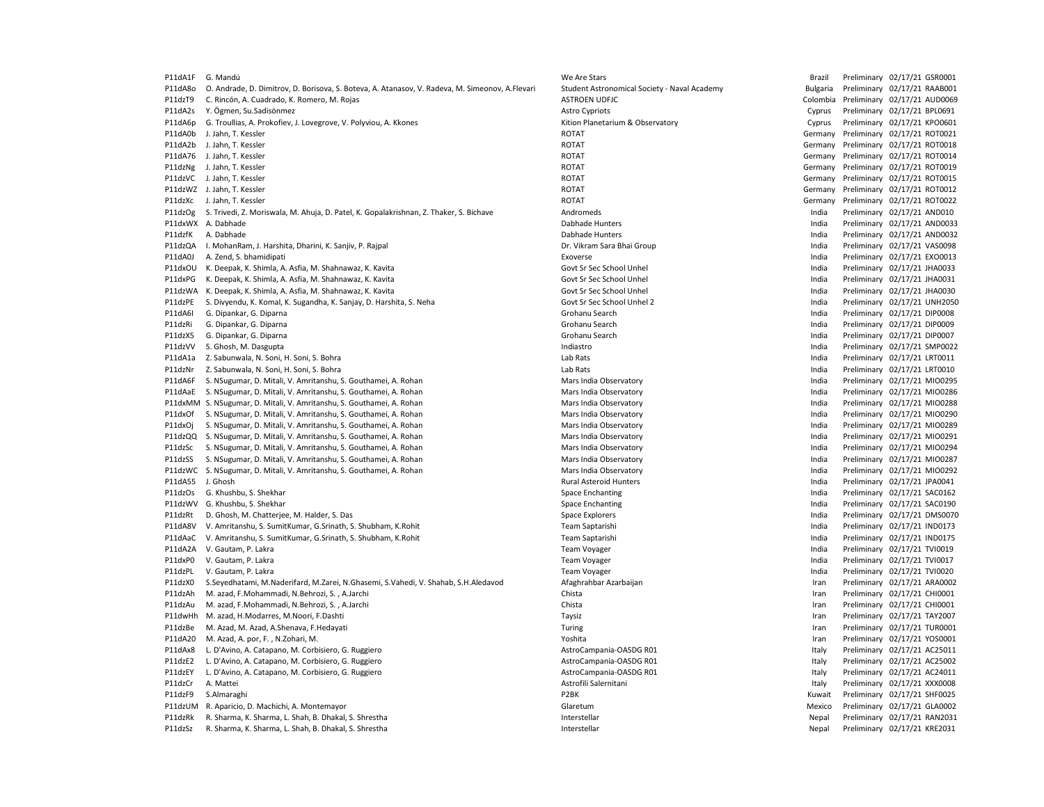| | | | | | | |
|---|---|---|---|---|---|---|
| P11dA1F | G. Mandú | We Are Stars | Brazil | Preliminary | 02/17/21 | GSR0001 |
| P11dA8o | O. Andrade, D. Dimitrov, D. Borisova, S. Boteva, A. Atanasov, V. Radeva, M. Simeonov, A.Flevari | Student Astronomical Society - Naval Academy | Bulgaria | Preliminary | 02/17/21 | RAAB001 |
| P11dzT9 | C. Rincón, A. Cuadrado, K. Romero, M. Rojas | ASTROEN UDFJC | Colombia | Preliminary | 02/17/21 | AUD0069 |
| P11dA2s | Y. Ögmen, Su.Sadisönmez | Astro Cypriots | Cyprus | Preliminary | 02/17/21 | BPL0691 |
| P11dA6p | G. Troullias, A. Prokofiev, J. Lovegrove, V. Polyviou, A. Kkones | Kition Planetarium & Observatory | Cyprus | Preliminary | 02/17/21 | KPO0601 |
| P11dA0b | J. Jahn, T. Kessler | ROTAT | Germany | Preliminary | 02/17/21 | ROT0021 |
| P11dA2b | J. Jahn, T. Kessler | ROTAT | Germany | Preliminary | 02/17/21 | ROT0018 |
| P11dA76 | J. Jahn, T. Kessler | ROTAT | Germany | Preliminary | 02/17/21 | ROT0014 |
| P11dzNg | J. Jahn, T. Kessler | ROTAT | Germany | Preliminary | 02/17/21 | ROT0019 |
| P11dzVC | J. Jahn, T. Kessler | ROTAT | Germany | Preliminary | 02/17/21 | ROT0015 |
| P11dzWZ | J. Jahn, T. Kessler | ROTAT | Germany | Preliminary | 02/17/21 | ROT0012 |
| P11dzXc | J. Jahn, T. Kessler | ROTAT | Germany | Preliminary | 02/17/21 | ROT0022 |
| P11dzOg | S. Trivedi, Z. Moriswala, M. Ahuja, D. Patel, K. Gopalakrishnan, Z. Thaker, S. Bichave | Andromeds | India | Preliminary | 02/17/21 | AND010 |
| P11dxWX | A. Dabhade | Dabhade Hunters | India | Preliminary | 02/17/21 | AND0033 |
| P11dzfK | A. Dabhade | Dabhade Hunters | India | Preliminary | 02/17/21 | AND0032 |
| P11dzQA | I. MohanRam, J. Harshita, Dharini, K. Sanjiv, P. Rajpal | Dr. Vikram Sara Bhai Group | India | Preliminary | 02/17/21 | VAS0098 |
| P11dA0J | A. Zend, S. bhamidipati | Exoverse | India | Preliminary | 02/17/21 | EXO0013 |
| P11dxOU | K. Deepak, K. Shimla, A. Asfia, M. Shahnawaz, K. Kavita | Govt Sr Sec School Unhel | India | Preliminary | 02/17/21 | JHA0033 |
| P11dxPG | K. Deepak, K. Shimla, A. Asfia, M. Shahnawaz, K. Kavita | Govt Sr Sec School Unhel | India | Preliminary | 02/17/21 | JHA0031 |
| P11dzWA | K. Deepak, K. Shimla, A. Asfia, M. Shahnawaz, K. Kavita | Govt Sr Sec School Unhel | India | Preliminary | 02/17/21 | JHA0030 |
| P11dzPE | S. Divyendu, K. Komal, K. Sugandha, K. Sanjay, D. Harshita, S. Neha | Govt Sr Sec School Unhel 2 | India | Preliminary | 02/17/21 | UNH2050 |
| P11dA6I | G. Dipankar, G. Diparna | Grohanu Search | India | Preliminary | 02/17/21 | DIP0008 |
| P11dzRi | G. Dipankar, G. Diparna | Grohanu Search | India | Preliminary | 02/17/21 | DIP0009 |
| P11dzX5 | G. Dipankar, G. Diparna | Grohanu Search | India | Preliminary | 02/17/21 | DIP0007 |
| P11dzVV | S. Ghosh, M. Dasgupta | Indiastro | India | Preliminary | 02/17/21 | SMP0022 |
| P11dA1a | Z. Sabunwala, N. Soni, H. Soni, S. Bohra | Lab Rats | India | Preliminary | 02/17/21 | LRT0011 |
| P11dzNr | Z. Sabunwala, N. Soni, H. Soni, S. Bohra | Lab Rats | India | Preliminary | 02/17/21 | LRT0010 |
| P11dA6F | S. NSugumar, D. Mitali, V. Amritanshu, S. Gouthamei, A. Rohan | Mars India Observatory | India | Preliminary | 02/17/21 | MIO0295 |
| P11dAaE | S. NSugumar, D. Mitali, V. Amritanshu, S. Gouthamei, A. Rohan | Mars India Observatory | India | Preliminary | 02/17/21 | MIO0286 |
| P11dxMM | S. NSugumar, D. Mitali, V. Amritanshu, S. Gouthamei, A. Rohan | Mars India Observatory | India | Preliminary | 02/17/21 | MIO0288 |
| P11dxOf | S. NSugumar, D. Mitali, V. Amritanshu, S. Gouthamei, A. Rohan | Mars India Observatory | India | Preliminary | 02/17/21 | MIO0290 |
| P11dxOj | S. NSugumar, D. Mitali, V. Amritanshu, S. Gouthamei, A. Rohan | Mars India Observatory | India | Preliminary | 02/17/21 | MIO0289 |
| P11dzQQ | S. NSugumar, D. Mitali, V. Amritanshu, S. Gouthamei, A. Rohan | Mars India Observatory | India | Preliminary | 02/17/21 | MIO0291 |
| P11dzSc | S. NSugumar, D. Mitali, V. Amritanshu, S. Gouthamei, A. Rohan | Mars India Observatory | India | Preliminary | 02/17/21 | MIO0294 |
| P11dzSS | S. NSugumar, D. Mitali, V. Amritanshu, S. Gouthamei, A. Rohan | Mars India Observatory | India | Preliminary | 02/17/21 | MIO0287 |
| P11dzWC | S. NSugumar, D. Mitali, V. Amritanshu, S. Gouthamei, A. Rohan | Mars India Observatory | India | Preliminary | 02/17/21 | MIO0292 |
| P11dA55 | J. Ghosh | Rural Asteroid Hunters | India | Preliminary | 02/17/21 | JPA0041 |
| P11dzOs | G. Khushbu, S. Shekhar | Space Enchanting | India | Preliminary | 02/17/21 | SAC0162 |
| P11dzWV | G. Khushbu, S. Shekhar | Space Enchanting | India | Preliminary | 02/17/21 | SAC0190 |
| P11dzRt | D. Ghosh, M. Chatterjee, M. Halder, S. Das | Space Explorers | India | Preliminary | 02/17/21 | DMS0070 |
| P11dA8V | V. Amritanshu, S. SumitKumar, G.Srinath, S. Shubham, K.Rohit | Team Saptarishi | India | Preliminary | 02/17/21 | IND0173 |
| P11dAaC | V. Amritanshu, S. SumitKumar, G.Srinath, S. Shubham, K.Rohit | Team Saptarishi | India | Preliminary | 02/17/21 | IND0175 |
| P11dA2A | V. Gautam, P. Lakra | Team Voyager | India | Preliminary | 02/17/21 | TVI0019 |
| P11dxP0 | V. Gautam, P. Lakra | Team Voyager | India | Preliminary | 02/17/21 | TVI0017 |
| P11dzPL | V. Gautam, P. Lakra | Team Voyager | India | Preliminary | 02/17/21 | TVI0020 |
| P11dzX0 | S.Seyedhatami, M.Naderifard, M.Zarei, N.Ghasemi, S.Vahedi, V. Shahab, S.H.Aledavod | Afaghrahbar Azarbaijan | Iran | Preliminary | 02/17/21 | ARA0002 |
| P11dzAh | M. azad, F.Mohammadi, N.Behrozi, S. , A.Jarchi | Chista | Iran | Preliminary | 02/17/21 | CHI0001 |
| P11dzAu | M. azad, F.Mohammadi, N.Behrozi, S. , A.Jarchi | Chista | Iran | Preliminary | 02/17/21 | CHI0001 |
| P11dwHh | M. azad, H.Modarres, M.Noori, F.Dashti | Taysiz | Iran | Preliminary | 02/17/21 | TAY2007 |
| P11dzBe | M. Azad, M. Azad, A.Shenava, F.Hedayati | Turing | Iran | Preliminary | 02/17/21 | TUR0001 |
| P11dA20 | M. Azad, A. por, F. , N.Zohari, M. | Yoshita | Iran | Preliminary | 02/17/21 | YOS0001 |
| P11dAx8 | L. D'Avino, A. Catapano, M. Corbisiero, G. Ruggiero | AstroCampania-OASDG R01 | Italy | Preliminary | 02/17/21 | AC25011 |
| P11dzE2 | L. D'Avino, A. Catapano, M. Corbisiero, G. Ruggiero | AstroCampania-OASDG R01 | Italy | Preliminary | 02/17/21 | AC25002 |
| P11dzEY | L. D'Avino, A. Catapano, M. Corbisiero, G. Ruggiero | AstroCampania-OASDG R01 | Italy | Preliminary | 02/17/21 | AC24011 |
| P11dzCr | A. Mattei | Astrofili Salernitani | Italy | Preliminary | 02/17/21 | XXX0008 |
| P11dzF9 | S.Almaraghi | P2BK | Kuwait | Preliminary | 02/17/21 | SHF0025 |
| P11dzUM | R. Aparicio, D. Machichi, A. Montemayor | Glaretum | Mexico | Preliminary | 02/17/21 | GLA0002 |
| P11dzRk | R. Sharma, K. Sharma, L. Shah, B. Dhakal, S. Shrestha | Interstellar | Nepal | Preliminary | 02/17/21 | RAN2031 |
| P11dzSz | R. Sharma, K. Sharma, L. Shah, B. Dhakal, S. Shrestha | Interstellar | Nepal | Preliminary | 02/17/21 | KRE2031 |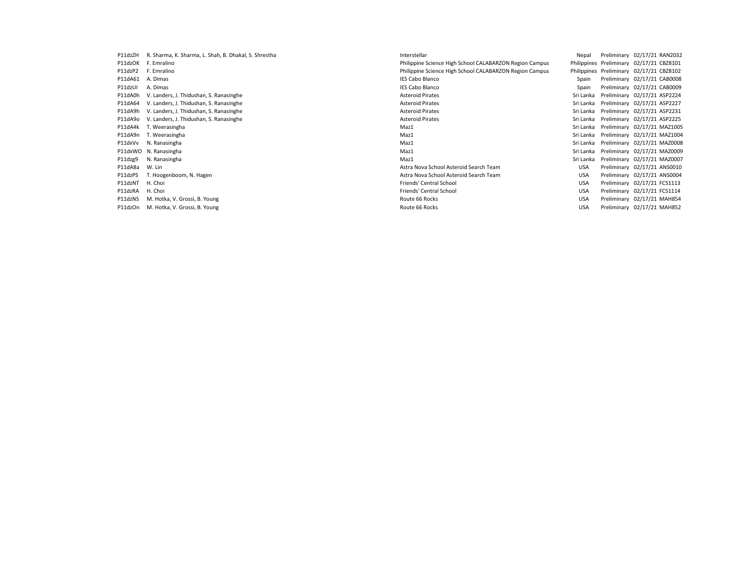| | | | | | | |
|---|---|---|---|---|---|---|
| P11dzZH | R. Sharma, K. Sharma, L. Shah, B. Dhakal, S. Shrestha | Interstellar | Nepal | Preliminary | 02/17/21 | RAN2032 |
| P11dzOK | F. Emralino | Philippine Science High School CALABARZON Region Campus | Philippines | Preliminary | 02/17/21 | CBZ8101 |
| P11dzP2 | F. Emralino | Philippine Science High School CALABARZON Region Campus | Philippines | Preliminary | 02/17/21 | CBZ8102 |
| P11dA61 | A. Dimas | IES Cabo Blanco | Spain | Preliminary | 02/17/21 | CAB0008 |
| P11dzUI | A. Dimas | IES Cabo Blanco | Spain | Preliminary | 02/17/21 | CAB0009 |
| P11dA0h | V. Landers, J. Thidushan, S. Ranasinghe | Asteroid Pirates | Sri Lanka | Preliminary | 02/17/21 | ASP2224 |
| P11dA64 | V. Landers, J. Thidushan, S. Ranasinghe | Asteroid Pirates | Sri Lanka | Preliminary | 02/17/21 | ASP2227 |
| P11dA9h | V. Landers, J. Thidushan, S. Ranasinghe | Asteroid Pirates | Sri Lanka | Preliminary | 02/17/21 | ASP2231 |
| P11dA9o | V. Landers, J. Thidushan, S. Ranasinghe | Asteroid Pirates | Sri Lanka | Preliminary | 02/17/21 | ASP2225 |
| P11dA4k | T. Weerasingha | Maz1 | Sri Lanka | Preliminary | 02/17/21 | MAZ1005 |
| P11dA9n | T. Weerasingha | Maz1 | Sri Lanka | Preliminary | 02/17/21 | MAZ1004 |
| P11dxVv | N. Ranasingha | Maz1 | Sri Lanka | Preliminary | 02/17/21 | MAZ0008 |
| P11dxWO | N. Ranasingha | Maz1 | Sri Lanka | Preliminary | 02/17/21 | MAZ0009 |
| P11dzg9 | N. Ranasingha | Maz1 | Sri Lanka | Preliminary | 02/17/21 | MAZ0007 |
| P11dA8a | W. Lin | Astra Nova School Asteroid Search Team | USA | Preliminary | 02/17/21 | ANS0010 |
| P11dzPS | T. Hoogenboom, N. Hagen | Astra Nova School Asteroid Search Team | USA | Preliminary | 02/17/21 | ANS0004 |
| P11dzNT | H. Choi | Friends' Central School | USA | Preliminary | 02/17/21 | FCS1113 |
| P11dzRA | H. Choi | Friends' Central School | USA | Preliminary | 02/17/21 | FCS1114 |
| P11dzNS | M. Hotka, V. Grossi, B. Young | Route 66 Rocks | USA | Preliminary | 02/17/21 | MAH854 |
| P11dzOn | M. Hotka, V. Grossi, B. Young | Route 66 Rocks | USA | Preliminary | 02/17/21 | MAH852 |